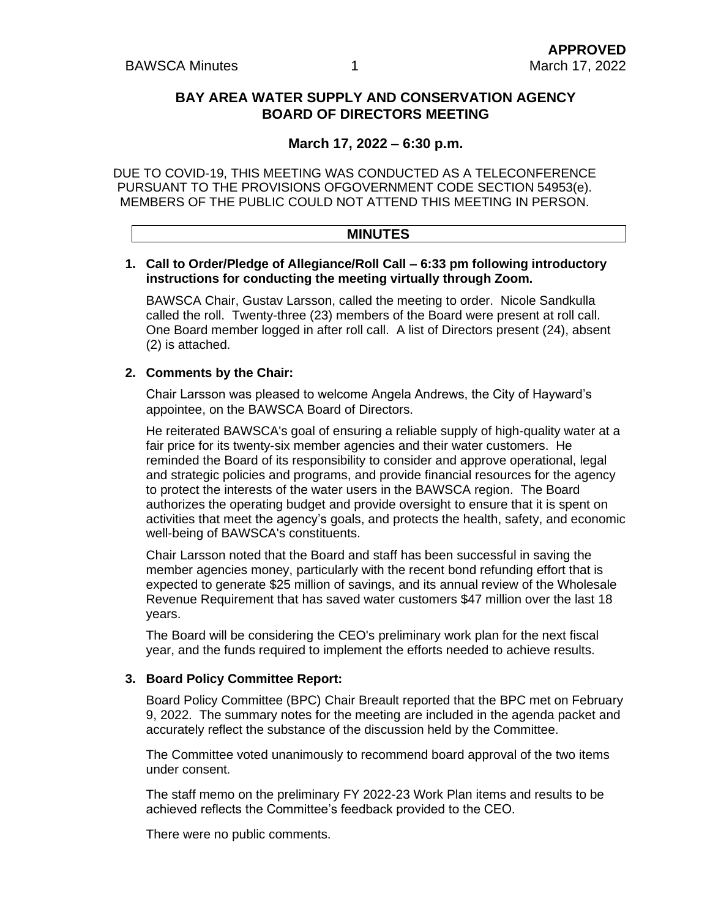**APPROVED**

# BAY AREA WATER SUPPLY AND CONSERVATION AGENCY BOARD OF DIRECTORS MEETING

## March 17, 2022 – 6:30 p.m.

DUE TO COVID-19, THIS MEETING WAS CONDUCTED AS A TELECONFERENCE PURSUANT TO THE PROVISIONS OFGOVERNMENT CODE SECTION 54953(e). MEMBERS OF THE PUBLIC COULD NOT ATTEND THIS MEETING IN PERSON.

## MINUTES

**1. Call to Order/Pledge of Allegiance/Roll Call – 6:33 pm following introductory instructions for conducting the meeting virtually through Zoom.**

BAWSCA Chair, Gustav Larsson, called the meeting to order. Nicole Sandkulla called the roll. Twenty-three (23) members of the Board were present at roll call. One Board member logged in after roll call. A list of Directors present (24), absent (2) is attached.

**2. Comments by the Chair:**

Chair Larsson was pleased to welcome Angela Andrews, the City of Hayward's appointee, on the BAWSCA Board of Directors.

He reiterated BAWSCA's goal of ensuring a reliable supply of high-quality water at a fair price for its twenty-six member agencies and their water customers. He reminded the Board of its responsibility to consider and approve operational, legal and strategic policies and programs, and provide financial resources for the agency to protect the interests of the water users in the BAWSCA region. The Board authorizes the operating budget and provide oversight to ensure that it is spent on activities that meet the agency's goals, and protects the health, safety, and economic well-being of BAWSCA's constituents.

Chair Larsson noted that the Board and staff has been successful in saving the member agencies money, particularly with the recent bond refunding effort that is expected to generate $25 million of savings, and its annual review of the Wholesale Revenue Requirement that has saved water customers $47 million over the last 18 years.

The Board will be considering the CEO's preliminary work plan for the next fiscal year, and the funds required to implement the efforts needed to achieve results.

**3. Board Policy Committee Report:**

Board Policy Committee (BPC) Chair Breault reported that the BPC met on February 9, 2022. The summary notes for the meeting are included in the agenda packet and accurately reflect the substance of the discussion held by the Committee.

The Committee voted unanimously to recommend board approval of the two items under consent.

The staff memo on the preliminary FY 2022-23 Work Plan items and results to be achieved reflects the Committee's feedback provided to the CEO.

There were no public comments.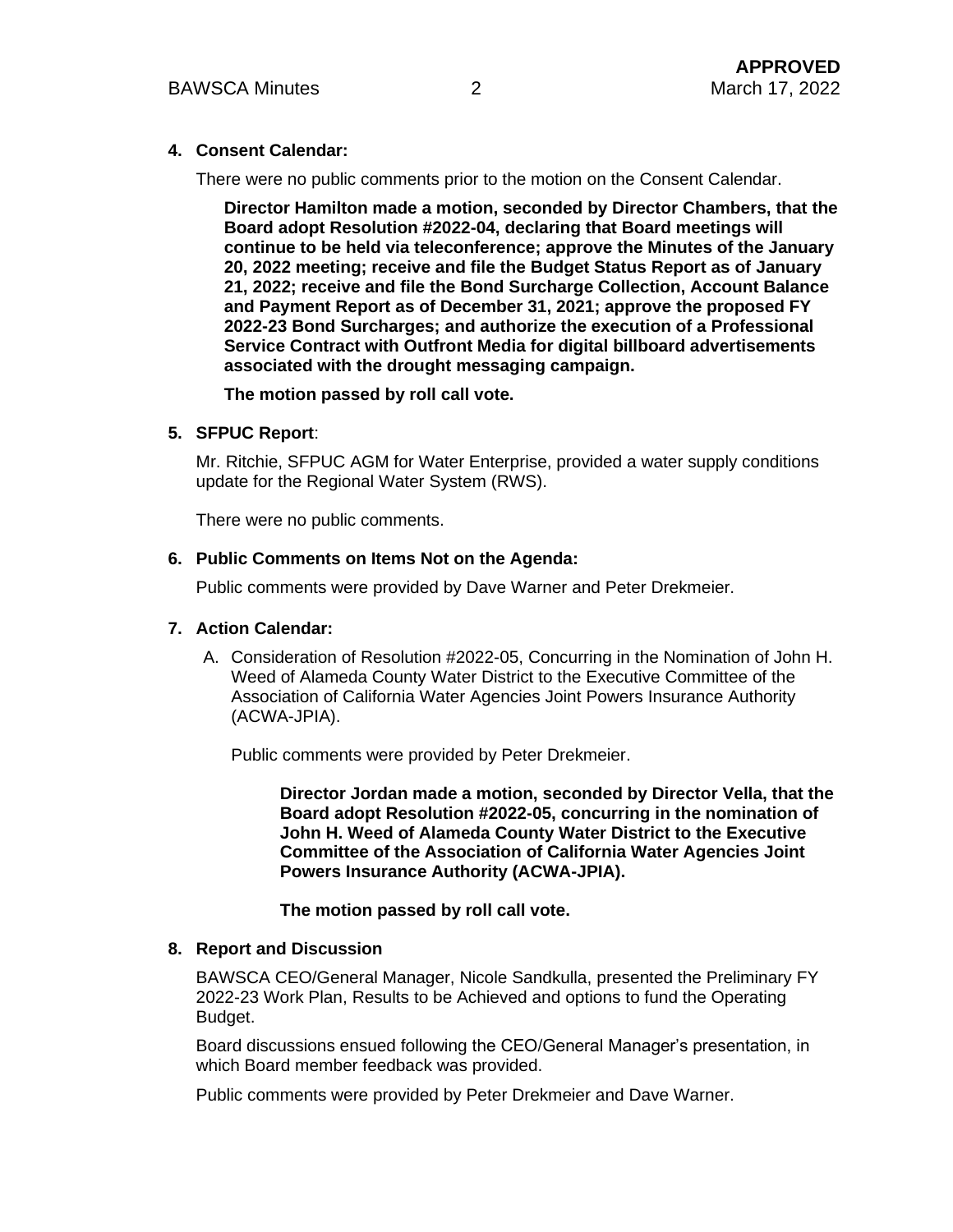**4. Consent Calendar:**

There were no public comments prior to the motion on the Consent Calendar.

**Director Hamilton made a motion, seconded by Director Chambers, that the Board adopt Resolution #2022-04, declaring that Board meetings will continue to be held via teleconference; approve the Minutes of the January 20, 2022 meeting; receive and file the Budget Status Report as of January 21, 2022; receive and file the Bond Surcharge Collection, Account Balance and Payment Report as of December 31, 2021; approve the proposed FY 2022-23 Bond Surcharges; and authorize the execution of a Professional Service Contract with Outfront Media for digital billboard advertisements associated with the drought messaging campaign.**

**The motion passed by roll call vote.**

**5. SFPUC Report**:

Mr. Ritchie, SFPUC AGM for Water Enterprise, provided a water supply conditions update for the Regional Water System (RWS).

There were no public comments.

**6. Public Comments on Items Not on the Agenda:**

Public comments were provided by Dave Warner and Peter Drekmeier.

**7. Action Calendar:**

A. Consideration of Resolution #2022-05, Concurring in the Nomination of John H. Weed of Alameda County Water District to the Executive Committee of the Association of California Water Agencies Joint Powers Insurance Authority (ACWA-JPIA).

Public comments were provided by Peter Drekmeier.

**Director Jordan made a motion, seconded by Director Vella, that the Board adopt Resolution #2022-05, concurring in the nomination of John H. Weed of Alameda County Water District to the Executive Committee of the Association of California Water Agencies Joint Powers Insurance Authority (ACWA-JPIA).**

**The motion passed by roll call vote.**

**8. Report and Discussion**

BAWSCA CEO/General Manager, Nicole Sandkulla, presented the Preliminary FY 2022-23 Work Plan, Results to be Achieved and options to fund the Operating Budget.

Board discussions ensued following the CEO/General Manager's presentation, in which Board member feedback was provided.

Public comments were provided by Peter Drekmeier and Dave Warner.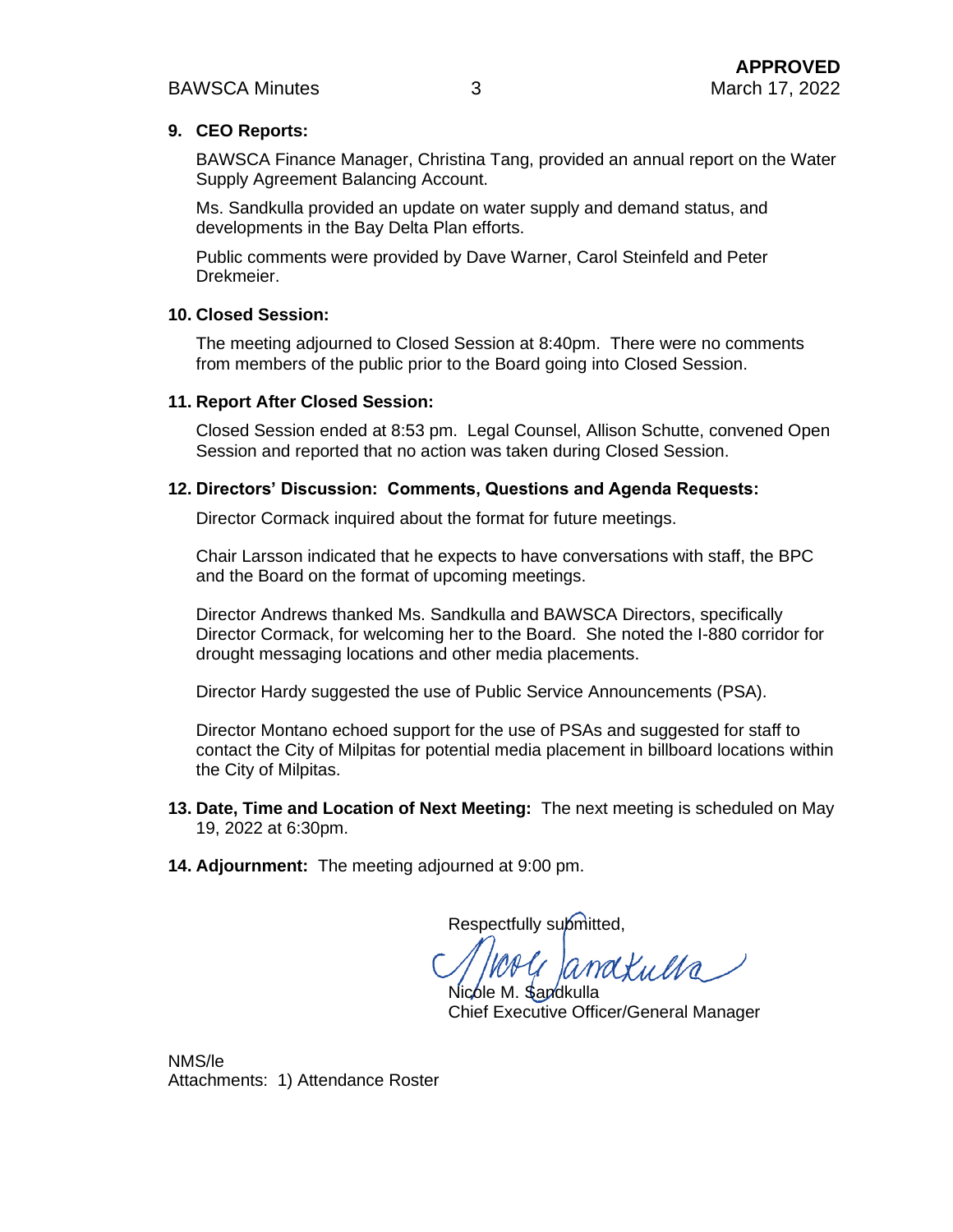**APPROVED**

**9. CEO Reports:**

BAWSCA Finance Manager, Christina Tang, provided an annual report on the Water Supply Agreement Balancing Account.

Ms. Sandkulla provided an update on water supply and demand status, and developments in the Bay Delta Plan efforts.

Public comments were provided by Dave Warner, Carol Steinfeld and Peter Drekmeier.

**10. Closed Session:**

The meeting adjourned to Closed Session at 8:40pm. There were no comments from members of the public prior to the Board going into Closed Session.

**11. Report After Closed Session:**

Closed Session ended at 8:53 pm. Legal Counsel, Allison Schutte, convened Open Session and reported that no action was taken during Closed Session.

**12. Directors' Discussion: Comments, Questions and Agenda Requests:**

Director Cormack inquired about the format for future meetings.

Chair Larsson indicated that he expects to have conversations with staff, the BPC and the Board on the format of upcoming meetings.

Director Andrews thanked Ms. Sandkulla and BAWSCA Directors, specifically Director Cormack, for welcoming her to the Board. She noted the I-880 corridor for drought messaging locations and other media placements.

Director Hardy suggested the use of Public Service Announcements (PSA).

Director Montano echoed support for the use of PSAs and suggested for staff to contact the City of Milpitas for potential media placement in billboard locations within the City of Milpitas.

**13. Date, Time and Location of Next Meeting:** The next meeting is scheduled on May 19, 2022 at 6:30pm.

**14. Adjournment:** The meeting adjourned at 9:00 pm.

Respectfully submitted,

Nicole M. Sandkulla
Chief Executive Officer/General Manager

NMS/le
Attachments: 1) Attendance Roster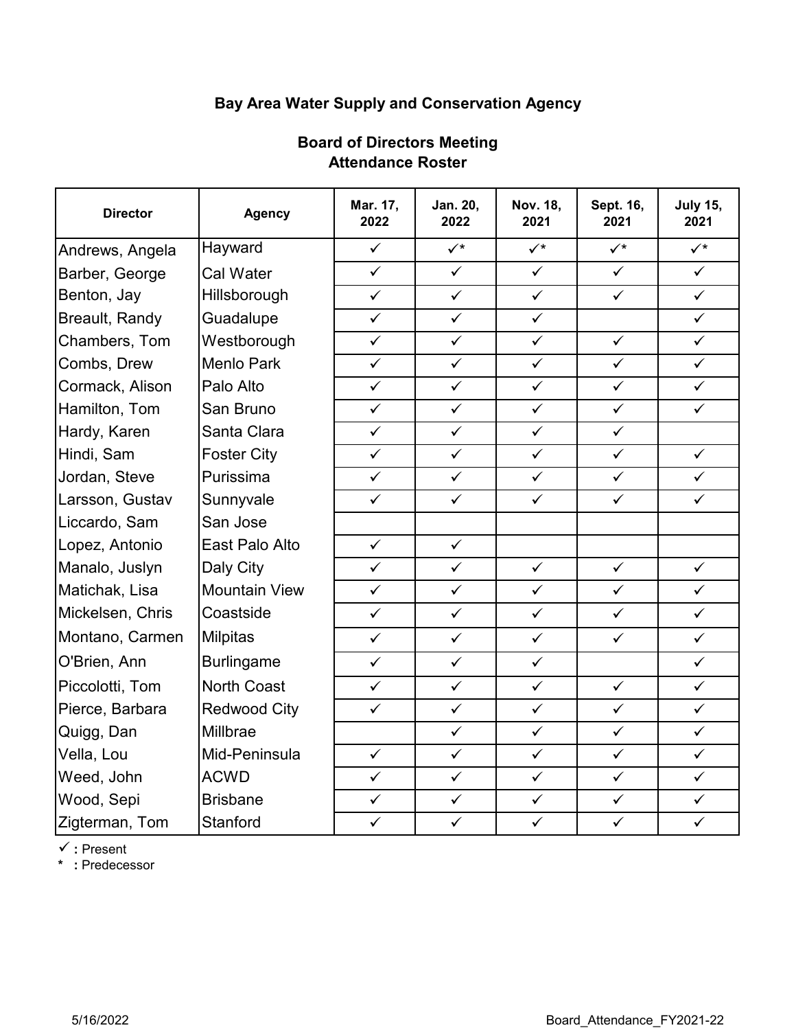**Bay Area Water Supply and Conservation Agency**

**Board of Directors Meeting**
**Attendance Roster**

| Director | Agency | Mar. 17, 2022 | Jan. 20, 2022 | Nov. 18, 2021 | Sept. 16, 2021 | July 15, 2021 |
|---|---|---|---|---|---|---|
| Andrews, Angela | Hayward | ✓ | ✓* | ✓* | ✓* | ✓* |
| Barber, George | Cal Water | ✓ | ✓ | ✓ | ✓ | ✓ |
| Benton, Jay | Hillsborough | ✓ | ✓ | ✓ | ✓ | ✓ |
| Breault, Randy | Guadalupe | ✓ | ✓ | ✓ | | ✓ |
| Chambers, Tom | Westborough | ✓ | ✓ | ✓ | ✓ | ✓ |
| Combs, Drew | Menlo Park | ✓ | ✓ | ✓ | ✓ | ✓ |
| Cormack, Alison | Palo Alto | ✓ | ✓ | ✓ | ✓ | ✓ |
| Hamilton, Tom | San Bruno | ✓ | ✓ | ✓ | ✓ | ✓ |
| Hardy, Karen | Santa Clara | ✓ | ✓ | ✓ | ✓ | |
| Hindi, Sam | Foster City | ✓ | ✓ | ✓ | ✓ | ✓ |
| Jordan, Steve | Purissima | ✓ | ✓ | ✓ | ✓ | ✓ |
| Larsson, Gustav | Sunnyvale | ✓ | ✓ | ✓ | ✓ | ✓ |
| Liccardo, Sam | San Jose | | | | | |
| Lopez, Antonio | East Palo Alto | ✓ | ✓ | | | |
| Manalo, Juslyn | Daly City | ✓ | ✓ | ✓ | ✓ | ✓ |
| Matichak, Lisa | Mountain View | ✓ | ✓ | ✓ | ✓ | ✓ |
| Mickelsen, Chris | Coastside | ✓ | ✓ | ✓ | ✓ | ✓ |
| Montano, Carmen | Milpitas | ✓ | ✓ | ✓ | ✓ | ✓ |
| O'Brien, Ann | Burlingame | ✓ | ✓ | ✓ | | ✓ |
| Piccolotti, Tom | North Coast | ✓ | ✓ | ✓ | ✓ | ✓ |
| Pierce, Barbara | Redwood City | ✓ | ✓ | ✓ | ✓ | ✓ |
| Quigg, Dan | Millbrae | | ✓ | ✓ | ✓ | ✓ |
| Vella, Lou | Mid-Peninsula | ✓ | ✓ | ✓ | ✓ | ✓ |
| Weed, John | ACWD | ✓ | ✓ | ✓ | ✓ | ✓ |
| Wood, Sepi | Brisbane | ✓ | ✓ | ✓ | ✓ | ✓ |
| Zigterman, Tom | Stanford | ✓ | ✓ | ✓ | ✓ | ✓ |

✓ **:** Present
**\*** **:** Predecessor

5/16/2022

Board_Attendance_FY2021-22